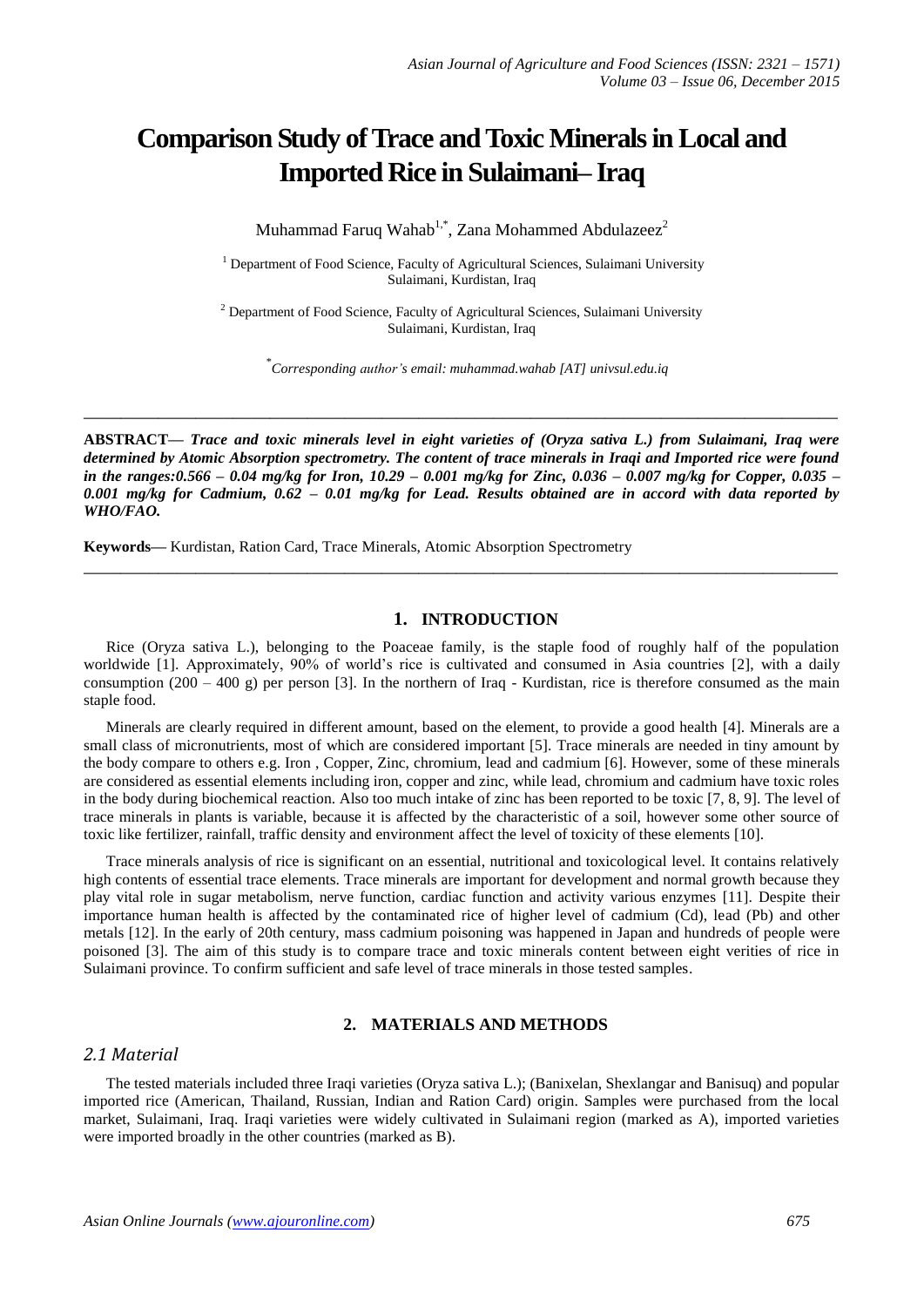# Comparison Study of Trace and Toxic Minerals in Local and Imported Rice in Sulaimani– Iraq

Muhammad Faruq Wahab[1,*], Zana Mohammed Abdulazeez[2]

[1] Department of Food Science, Faculty of Agricultural Sciences, Sulaimani University
Sulaimani, Kurdistan, Iraq

[2] Department of Food Science, Faculty of Agricultural Sciences, Sulaimani University
Sulaimani, Kurdistan, Iraq

[*]*Corresponding author's email: muhammad.wahab [AT] univsul.edu.iq*

---

**ABSTRACT—** ***Trace and toxic minerals level in eight varieties of (Oryza sativa L.) from Sulaimani, Iraq were determined by Atomic Absorption spectrometry. The content of trace minerals in Iraqi and Imported rice were found in the ranges:0.566 – 0.04 mg/kg for Iron, 10.29 – 0.001 mg/kg for Zinc, 0.036 – 0.007 mg/kg for Copper, 0.035 – 0.001 mg/kg for Cadmium, 0.62 – 0.01 mg/kg for Lead. Results obtained are in accord with data reported by WHO/FAO.***

**Keywords—** Kurdistan, Ration Card, Trace Minerals, Atomic Absorption Spectrometry

---

## 1. INTRODUCTION

Rice (Oryza sativa L.), belonging to the Poaceae family, is the staple food of roughly half of the population worldwide [1]. Approximately, 90% of world's rice is cultivated and consumed in Asia countries [2], with a daily consumption (200 – 400 g) per person [3]. In the northern of Iraq - Kurdistan, rice is therefore consumed as the main staple food.

Minerals are clearly required in different amount, based on the element, to provide a good health [4]. Minerals are a small class of micronutrients, most of which are considered important [5]. Trace minerals are needed in tiny amount by the body compare to others e.g. Iron , Copper, Zinc, chromium, lead and cadmium [6]. However, some of these minerals are considered as essential elements including iron, copper and zinc, while lead, chromium and cadmium have toxic roles in the body during biochemical reaction. Also too much intake of zinc has been reported to be toxic [7, 8, 9]. The level of trace minerals in plants is variable, because it is affected by the characteristic of a soil, however some other source of toxic like fertilizer, rainfall, traffic density and environment affect the level of toxicity of these elements [10].

Trace minerals analysis of rice is significant on an essential, nutritional and toxicological level. It contains relatively high contents of essential trace elements. Trace minerals are important for development and normal growth because they play vital role in sugar metabolism, nerve function, cardiac function and activity various enzymes [11]. Despite their importance human health is affected by the contaminated rice of higher level of cadmium (Cd), lead (Pb) and other metals [12]. In the early of 20th century, mass cadmium poisoning was happened in Japan and hundreds of people were poisoned [3]. The aim of this study is to compare trace and toxic minerals content between eight verities of rice in Sulaimani province. To confirm sufficient and safe level of trace minerals in those tested samples.

## 2. MATERIALS AND METHODS

### *2.1 Material*

The tested materials included three Iraqi varieties (Oryza sativa L.); (Banixelan, Shexlangar and Banisuq) and popular imported rice (American, Thailand, Russian, Indian and Ration Card) origin. Samples were purchased from the local market, Sulaimani, Iraq. Iraqi varieties were widely cultivated in Sulaimani region (marked as A), imported varieties were imported broadly in the other countries (marked as B).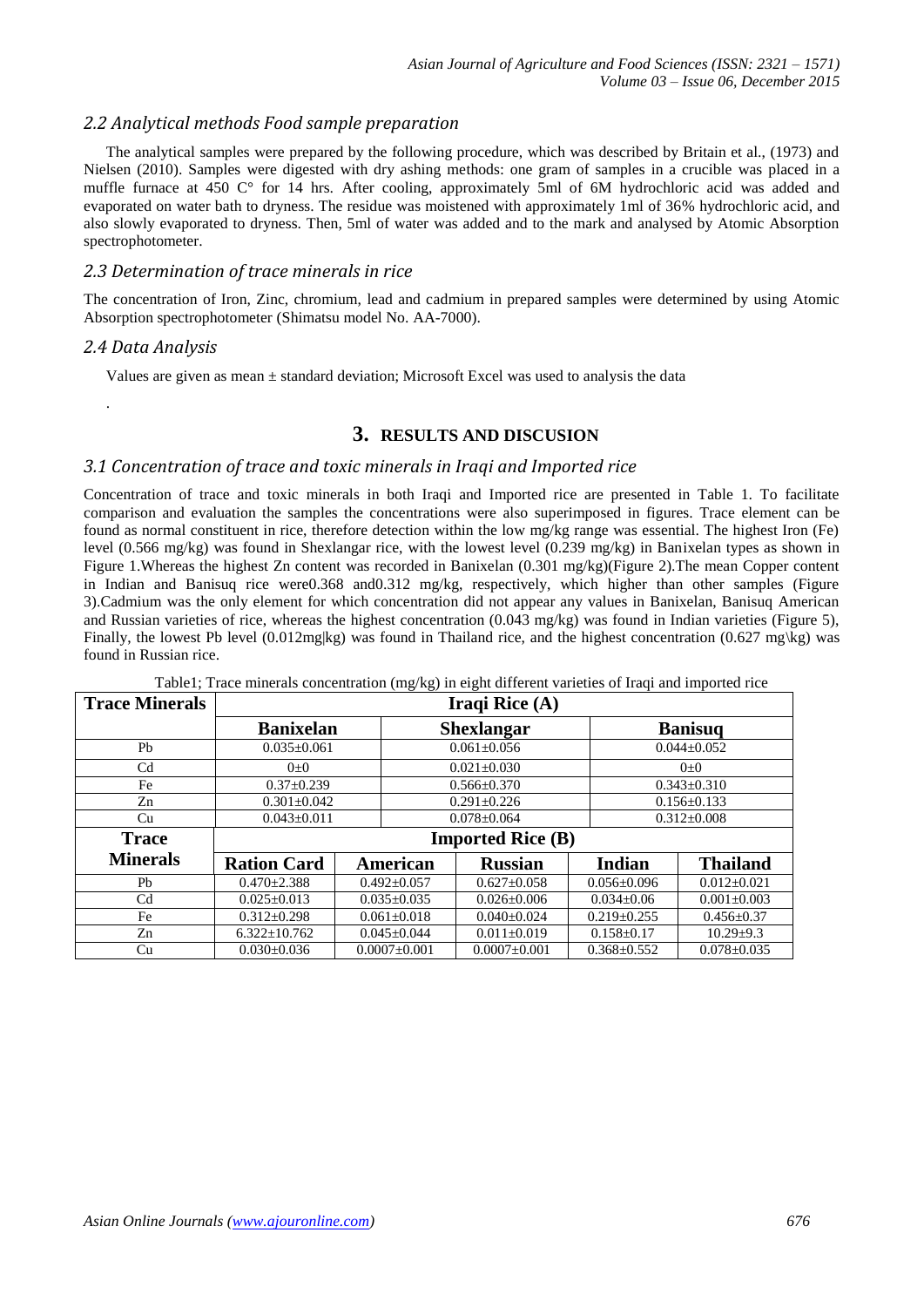### *2.2 Analytical methods Food sample preparation*

The analytical samples were prepared by the following procedure, which was described by Britain et al., (1973) and Nielsen (2010). Samples were digested with dry ashing methods: one gram of samples in a crucible was placed in a muffle furnace at 450 C° for 14 hrs. After cooling, approximately 5ml of 6M hydrochloric acid was added and evaporated on water bath to dryness. The residue was moistened with approximately 1ml of 36% hydrochloric acid, and also slowly evaporated to dryness. Then, 5ml of water was added and to the mark and analysed by Atomic Absorption spectrophotometer.

### *2.3 Determination of trace minerals in rice*

The concentration of Iron, Zinc, chromium, lead and cadmium in prepared samples were determined by using Atomic Absorption spectrophotometer (Shimatsu model No. AA-7000).

### *2.4 Data Analysis*

Values are given as mean ± standard deviation; Microsoft Excel was used to analysis the data

.

## 3. RESULTS AND DISCUSION

### *3.1 Concentration of trace and toxic minerals in Iraqi and Imported rice*

Concentration of trace and toxic minerals in both Iraqi and Imported rice are presented in Table 1. To facilitate comparison and evaluation the samples the concentrations were also superimposed in figures. Trace element can be found as normal constituent in rice, therefore detection within the low mg/kg range was essential. The highest Iron (Fe) level (0.566 mg/kg) was found in Shexlangar rice, with the lowest level (0.239 mg/kg) in Banixelan types as shown in Figure 1.Whereas the highest Zn content was recorded in Banixelan (0.301 mg/kg)(Figure 2).The mean Copper content in Indian and Banisuq rice were0.368 and0.312 mg/kg, respectively, which higher than other samples (Figure 3).Cadmium was the only element for which concentration did not appear any values in Banixelan, Banisuq American and Russian varieties of rice, whereas the highest concentration (0.043 mg/kg) was found in Indian varieties (Figure 5), Finally, the lowest Pb level (0.012mg|kg) was found in Thailand rice, and the highest concentration (0.627 mg\kg) was found in Russian rice.

Table1; Trace minerals concentration (mg/kg) in eight different varieties of Iraqi and imported rice

| Trace Minerals | Iraqi Rice (A) | | |
|---|---|---|---|
| | **Banixelan** | **Shexlangar** | **Banisuq** |
| Pb | 0.035±0.061 | 0.061±0.056 | 0.044±0.052 |
| Cd | 0±0 | 0.021±0.030 | 0±0 |
| Fe | 0.37±0.239 | 0.566±0.370 | 0.343±0.310 |
| Zn | 0.301±0.042 | 0.291±0.226 | 0.156±0.133 |
| Cu | 0.043±0.011 | 0.078±0.064 | 0.312±0.008 |

| Trace Minerals | Imported Rice (B) | | | | |
|---|---|---|---|---|---|
| | **Ration Card** | **American** | **Russian** | **Indian** | **Thailand** |
| Pb | 0.470±2.388 | 0.492±0.057 | 0.627±0.058 | 0.056±0.096 | 0.012±0.021 |
| Cd | 0.025±0.013 | 0.035±0.035 | 0.026±0.006 | 0.034±0.06 | 0.001±0.003 |
| Fe | 0.312±0.298 | 0.061±0.018 | 0.040±0.024 | 0.219±0.255 | 0.456±0.37 |
| Zn | 6.322±10.762 | 0.045±0.044 | 0.011±0.019 | 0.158±0.17 | 10.29±9.3 |
| Cu | 0.030±0.036 | 0.0007±0.001 | 0.0007±0.001 | 0.368±0.552 | 0.078±0.035 |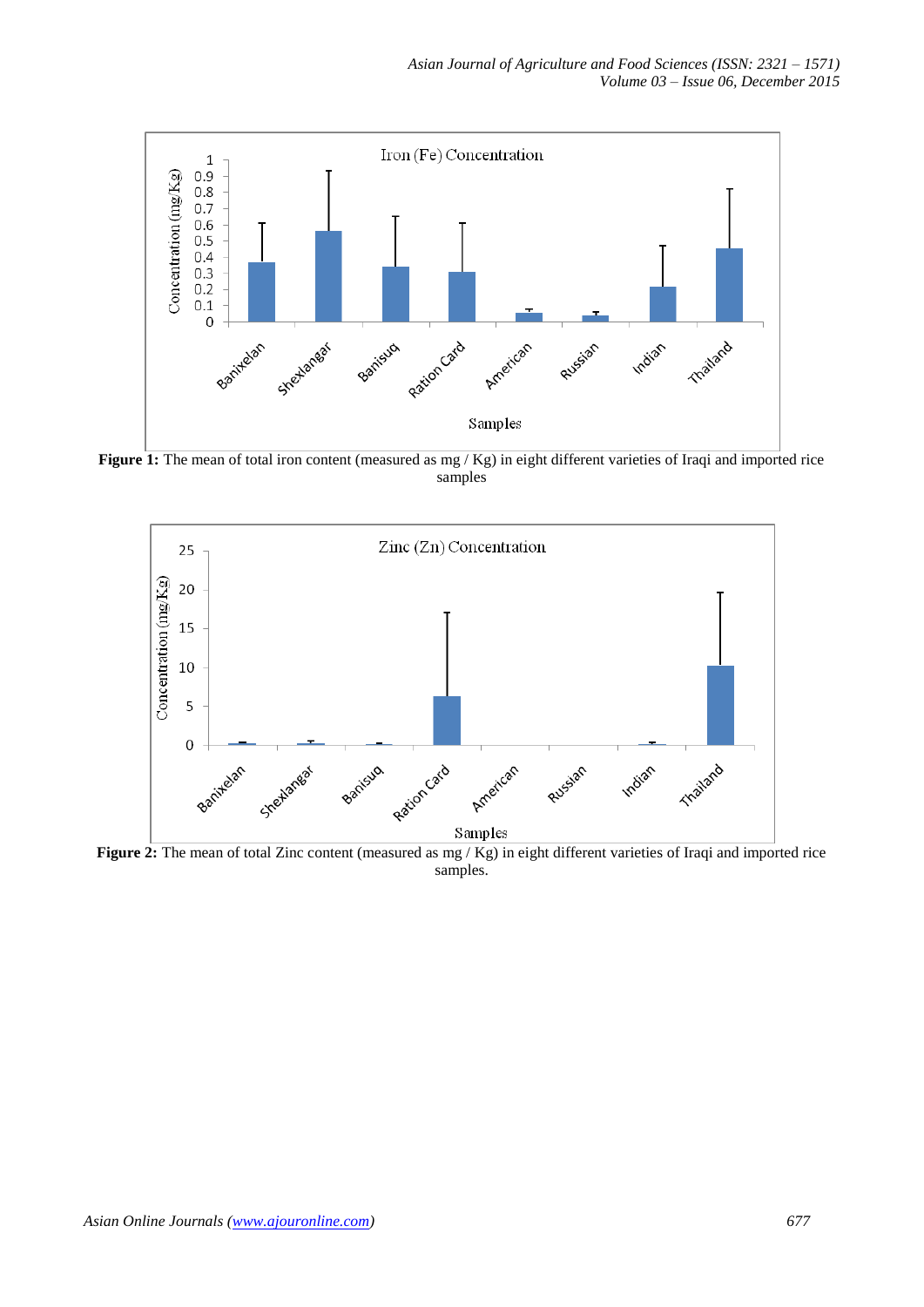**Figure 1:** The mean of total iron content (measured as mg / Kg) in eight different varieties of Iraqi and imported rice samples

**Figure 2:** The mean of total Zinc content (measured as mg / Kg) in eight different varieties of Iraqi and imported rice samples.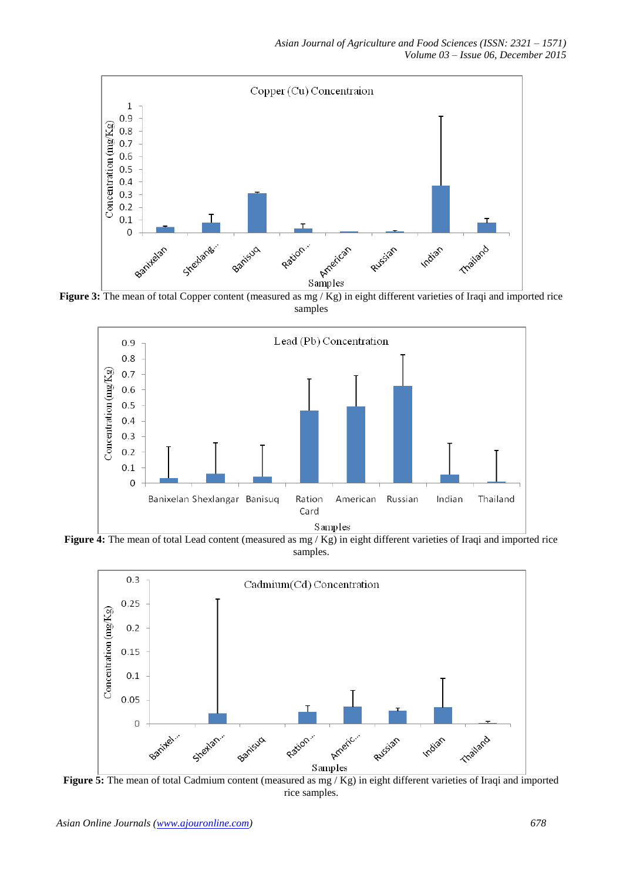**Figure 3:** The mean of total Copper content (measured as mg / Kg) in eight different varieties of Iraqi and imported rice samples

**Figure 4:** The mean of total Lead content (measured as mg / Kg) in eight different varieties of Iraqi and imported rice samples.

**Figure 5:** The mean of total Cadmium content (measured as mg / Kg) in eight different varieties of Iraqi and imported rice samples.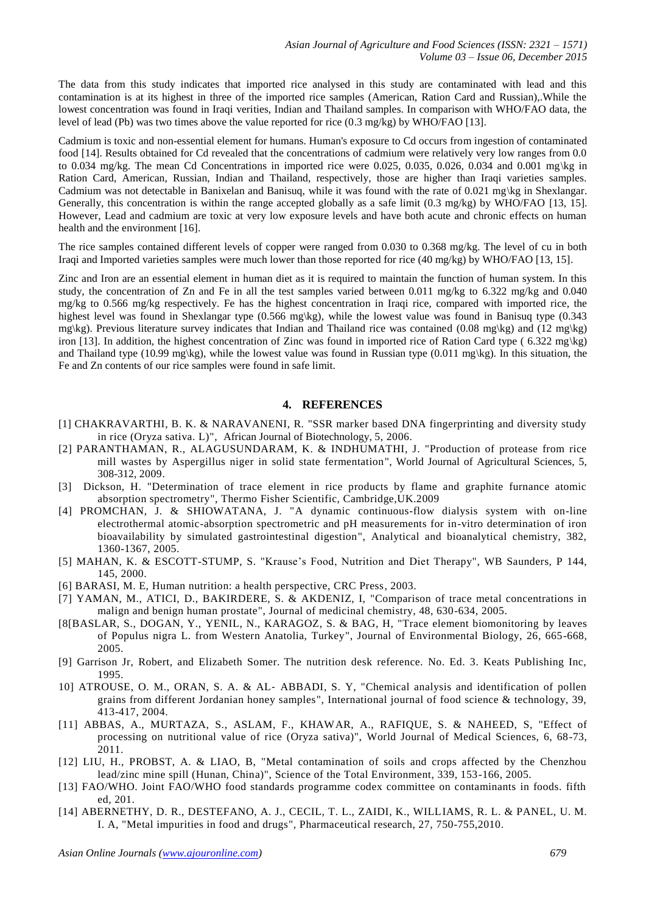The data from this study indicates that imported rice analysed in this study are contaminated with lead and this contamination is at its highest in three of the imported rice samples (American, Ration Card and Russian),.While the lowest concentration was found in Iraqi verities, Indian and Thailand samples. In comparison with WHO/FAO data, the level of lead (Pb) was two times above the value reported for rice (0.3 mg/kg) by WHO/FAO [13].

Cadmium is toxic and non-essential element for humans. Human's exposure to Cd occurs from ingestion of contaminated food [14]. Results obtained for Cd revealed that the concentrations of cadmium were relatively very low ranges from 0.0 to 0.034 mg/kg. The mean Cd Concentrations in imported rice were 0.025, 0.035, 0.026, 0.034 and 0.001 mg\kg in Ration Card, American, Russian, Indian and Thailand, respectively, those are higher than Iraqi varieties samples. Cadmium was not detectable in Banixelan and Banisuq, while it was found with the rate of 0.021 mg\kg in Shexlangar. Generally, this concentration is within the range accepted globally as a safe limit (0.3 mg/kg) by WHO/FAO [13, 15]. However, Lead and cadmium are toxic at very low exposure levels and have both acute and chronic effects on human health and the environment [16].

The rice samples contained different levels of copper were ranged from 0.030 to 0.368 mg/kg. The level of cu in both Iraqi and Imported varieties samples were much lower than those reported for rice (40 mg/kg) by WHO/FAO [13, 15].

Zinc and Iron are an essential element in human diet as it is required to maintain the function of human system. In this study, the concentration of Zn and Fe in all the test samples varied between 0.011 mg/kg to 6.322 mg/kg and 0.040 mg/kg to 0.566 mg/kg respectively. Fe has the highest concentration in Iraqi rice, compared with imported rice, the highest level was found in Shexlangar type (0.566 mg\kg), while the lowest value was found in Banisuq type (0.343 mg\kg). Previous literature survey indicates that Indian and Thailand rice was contained (0.08 mg\kg) and (12 mg\kg) iron [13]. In addition, the highest concentration of Zinc was found in imported rice of Ration Card type ( 6.322 mg\kg) and Thailand type (10.99 mg\kg), while the lowest value was found in Russian type (0.011 mg\kg). In this situation, the Fe and Zn contents of our rice samples were found in safe limit.

## 4. REFERENCES

[1] CHAKRAVARTHI, B. K. & NARAVANENI, R. "SSR marker based DNA fingerprinting and diversity study in rice (Oryza sativa. L)", African Journal of Biotechnology, 5, 2006.

[2] PARANTHAMAN, R., ALAGUSUNDARAM, K. & INDHUMATHI, J. "Production of protease from rice mill wastes by Aspergillus niger in solid state fermentation", World Journal of Agricultural Sciences, 5, 308-312, 2009.

[3] Dickson, H. "Determination of trace element in rice products by flame and graphite furnance atomic absorption spectrometry", Thermo Fisher Scientific, Cambridge,UK.2009

[4] PROMCHAN, J. & SHIOWATANA, J. "A dynamic continuous-flow dialysis system with on-line electrothermal atomic-absorption spectrometric and pH measurements for in-vitro determination of iron bioavailability by simulated gastrointestinal digestion", Analytical and bioanalytical chemistry, 382, 1360-1367, 2005.

[5] MAHAN, K. & ESCOTT-STUMP, S. "Krause's Food, Nutrition and Diet Therapy", WB Saunders, P 144, 145, 2000.

[6] BARASI, M. E, Human nutrition: a health perspective, CRC Press, 2003.

[7] YAMAN, M., ATICI, D., BAKIRDERE, S. & AKDENIZ, I, "Comparison of trace metal concentrations in malign and benign human prostate", Journal of medicinal chemistry, 48, 630-634, 2005.

[8[BASLAR, S., DOGAN, Y., YENIL, N., KARAGOZ, S. & BAG, H, "Trace element biomonitoring by leaves of Populus nigra L. from Western Anatolia, Turkey", Journal of Environmental Biology, 26, 665-668, 2005.

[9] Garrison Jr, Robert, and Elizabeth Somer. The nutrition desk reference. No. Ed. 3. Keats Publishing Inc, 1995.

10] ATROUSE, O. M., ORAN, S. A. & AL- ABBADI, S. Y, "Chemical analysis and identification of pollen grains from different Jordanian honey samples", International journal of food science & technology, 39, 413-417, 2004.

[11] ABBAS, A., MURTAZA, S., ASLAM, F., KHAWAR, A., RAFIQUE, S. & NAHEED, S, "Effect of processing on nutritional value of rice (Oryza sativa)", World Journal of Medical Sciences, 6, 68-73, 2011.

[12] LIU, H., PROBST, A. & LIAO, B, "Metal contamination of soils and crops affected by the Chenzhou lead/zinc mine spill (Hunan, China)", Science of the Total Environment, 339, 153-166, 2005.

[13] FAO/WHO. Joint FAO/WHO food standards programme codex committee on contaminants in foods. fifth ed, 201.

[14] ABERNETHY, D. R., DESTEFANO, A. J., CECIL, T. L., ZAIDI, K., WILLIAMS, R. L. & PANEL, U. M. I. A, "Metal impurities in food and drugs", Pharmaceutical research, 27, 750-755,2010.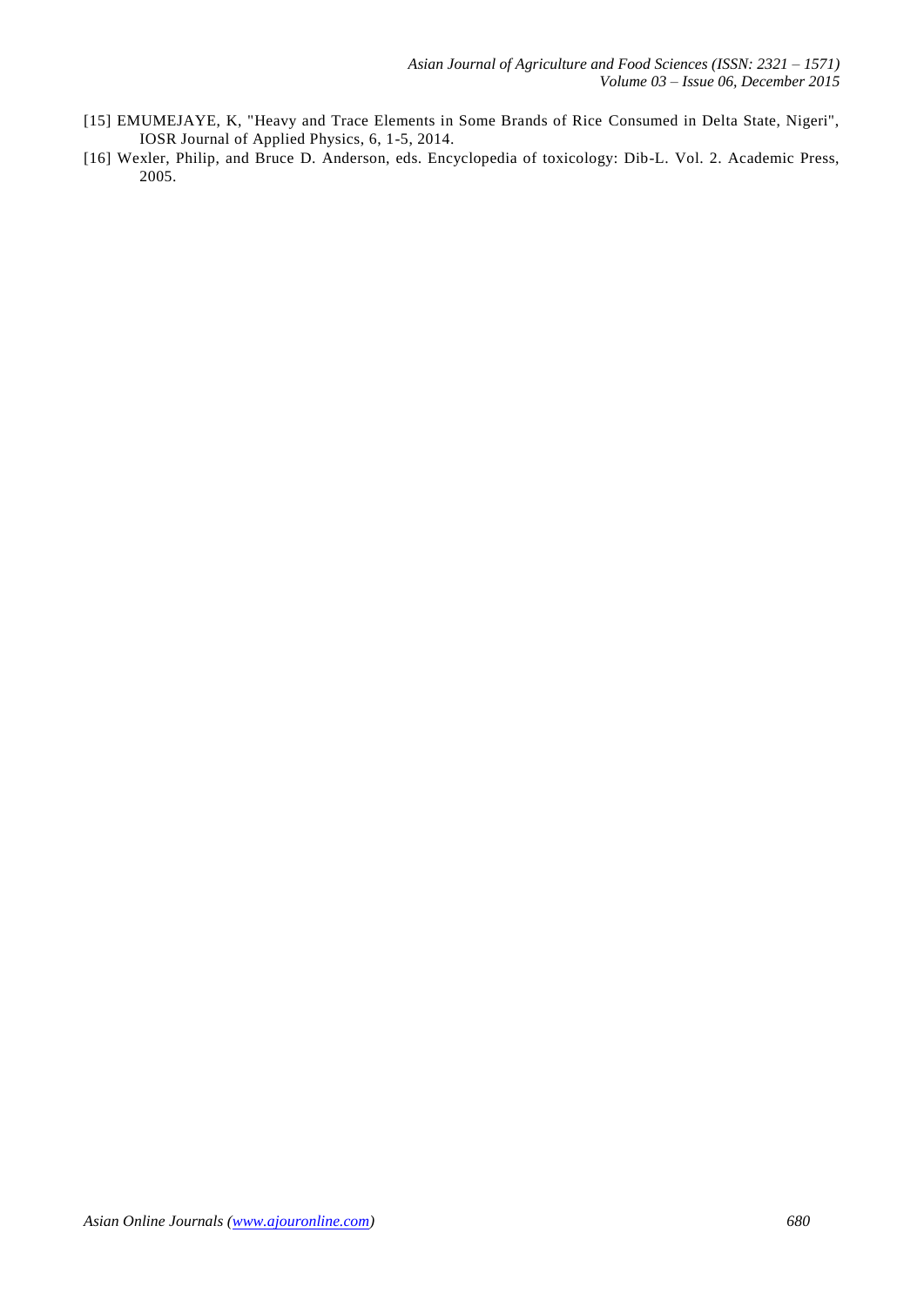[15] EMUMEJAYE, K, "Heavy and Trace Elements in Some Brands of Rice Consumed in Delta State, Nigeri", IOSR Journal of Applied Physics, 6, 1-5, 2014.

[16] Wexler, Philip, and Bruce D. Anderson, eds. Encyclopedia of toxicology: Dib-L. Vol. 2. Academic Press, 2005.